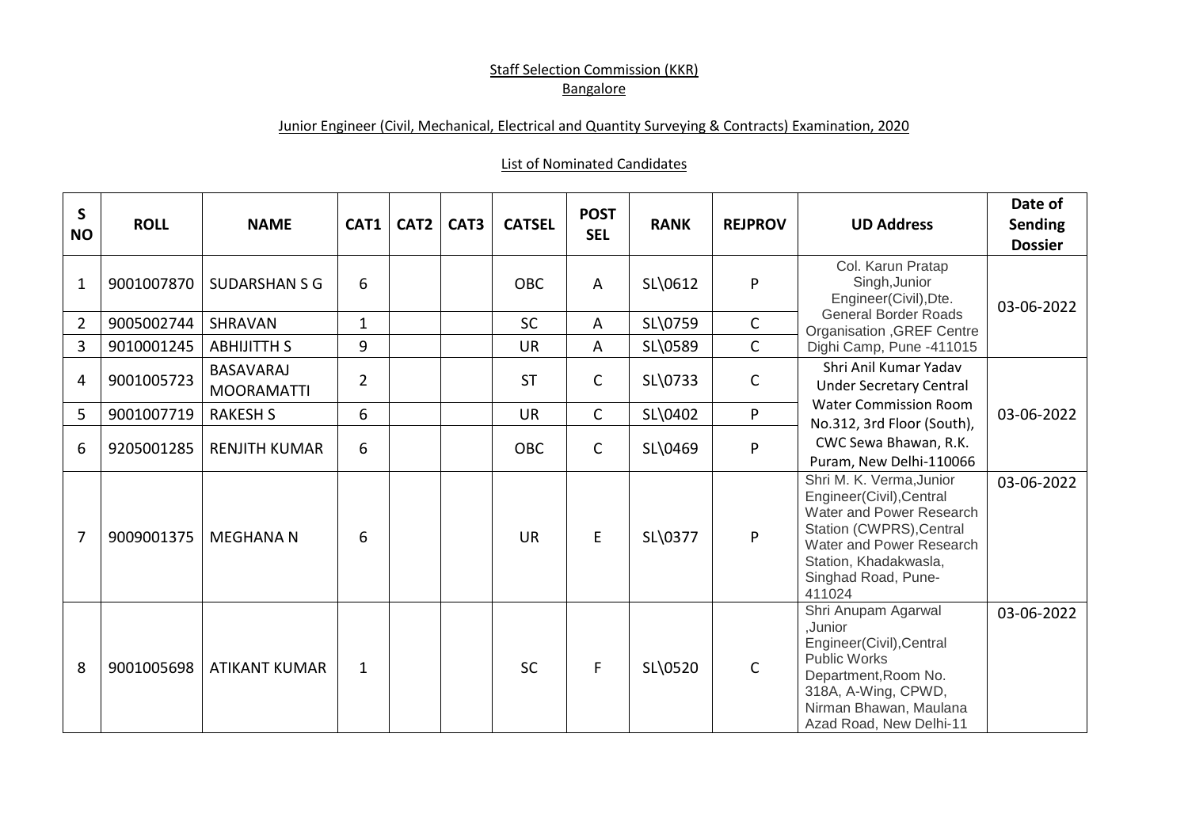Staff Selection Commission (KKR)
Bangalore

Junior Engineer (Civil, Mechanical, Electrical and Quantity Surveying & Contracts) Examination, 2020

List of Nominated Candidates

| S NO | ROLL | NAME | CAT1 | CAT2 | CAT3 | CATSEL | POST SEL | RANK | REJPROV | UD Address | Date of Sending Dossier |
|---|---|---|---|---|---|---|---|---|---|---|---|
| 1 | 9001007870 | SUDARSHAN S G | 6 | | | OBC | A | SL\0612 | P | Col. Karun Pratap Singh,Junior Engineer(Civil),Dte. General Border Roads Organisation ,GREF Centre Dighi Camp, Pune -411015 | 03-06-2022 |
| 2 | 9005002744 | SHRAVAN | 1 | | | SC | A | SL\0759 | C | | |
| 3 | 9010001245 | ABHIJITTH S | 9 | | | UR | A | SL\0589 | C | | |
| 4 | 9001005723 | BASAVARAJ MOORAMATTI | 2 | | | ST | C | SL\0733 | C | Shri Anil Kumar Yadav Under Secretary Central Water Commission Room No.312, 3rd Floor (South), CWC Sewa Bhawan, R.K. Puram, New Delhi-110066 | 03-06-2022 |
| 5 | 9001007719 | RAKESH S | 6 | | | UR | C | SL\0402 | P | | |
| 6 | 9205001285 | RENJITH KUMAR | 6 | | | OBC | C | SL\0469 | P | | |
| 7 | 9009001375 | MEGHANA N | 6 | | | UR | E | SL\0377 | P | Shri M. K. Verma,Junior Engineer(Civil),Central Water and Power Research Station (CWPRS),Central Water and Power Research Station, Khadakwasla, Singhad Road, Pune-411024 | 03-06-2022 |
| 8 | 9001005698 | ATIKANT KUMAR | 1 | | | SC | F | SL\0520 | C | Shri Anupam Agarwal ,Junior Engineer(Civil),Central Public Works Department,Room No. 318A, A-Wing, CPWD, Nirman Bhawan, Maulana Azad Road, New Delhi-11 | 03-06-2022 |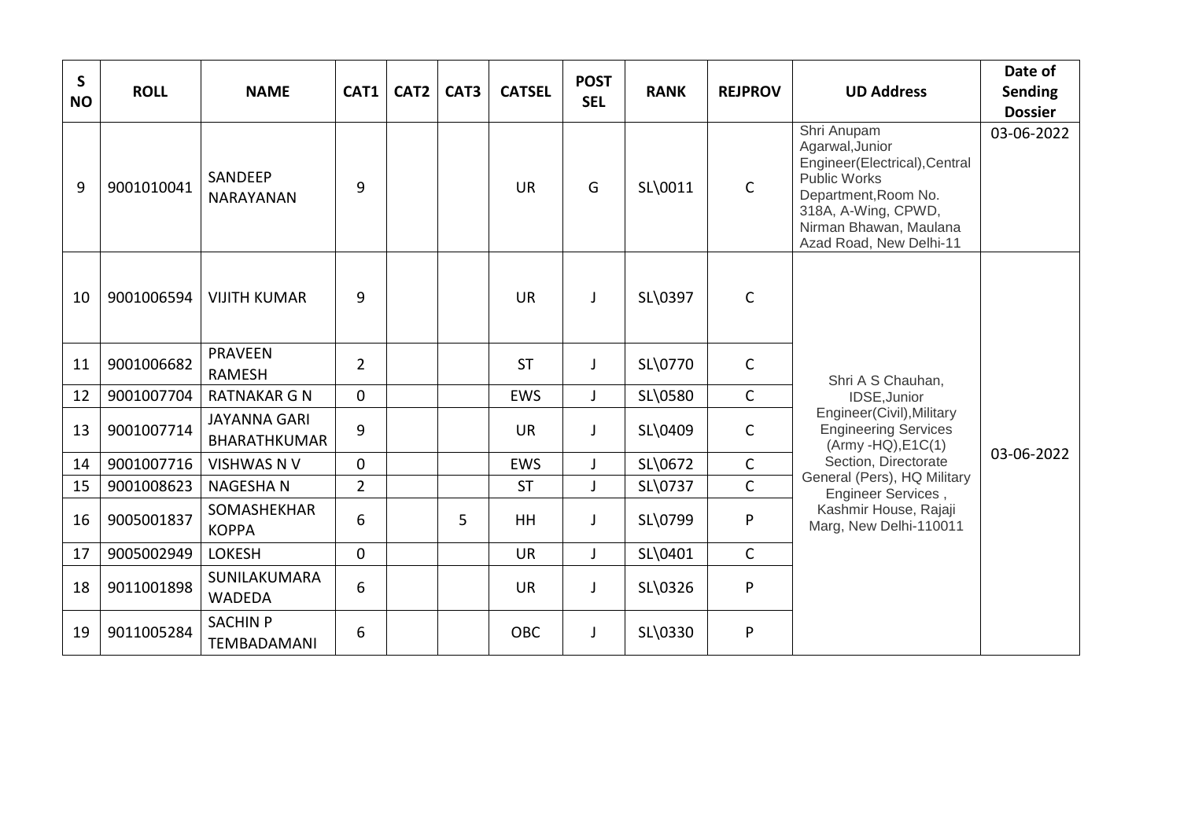| S NO | ROLL | NAME | CAT1 | CAT2 | CAT3 | CATSEL | POST SEL | RANK | REJPROV | UD Address | Date of Sending Dossier |
|---|---|---|---|---|---|---|---|---|---|---|---|
| 9 | 9001010041 | SANDEEP NARAYANAN | 9 | | | UR | G | SL\0011 | C | Shri Anupam Agarwal,Junior Engineer(Electrical),Central Public Works Department,Room No. 318A, A-Wing, CPWD, Nirman Bhawan, Maulana Azad Road, New Delhi-11 | 03-06-2022 |
| 10 | 9001006594 | VIJITH KUMAR | 9 | | | UR | J | SL\0397 | C | Shri A S Chauhan, IDSE,Junior Engineer(Civil),Military Engineering Services (Army -HQ),E1C(1) Section, Directorate General (Pers), HQ Military Engineer Services , Kashmir House, Rajaji Marg, New Delhi-110011 | 03-06-2022 |
| 11 | 9001006682 | PRAVEEN RAMESH | 2 | | | ST | J | SL\0770 | C | | |
| 12 | 9001007704 | RATNAKAR G N | 0 | | | EWS | J | SL\0580 | C | | |
| 13 | 9001007714 | JAYANNA GARI BHARATHKUMAR | 9 | | | UR | J | SL\0409 | C | | |
| 14 | 9001007716 | VISHWAS N V | 0 | | | EWS | J | SL\0672 | C | | |
| 15 | 9001008623 | NAGESHA N | 2 | | | ST | J | SL\0737 | C | | |
| 16 | 9005001837 | SOMASHEKHAR KOPPA | 6 | | 5 | HH | J | SL\0799 | P | | |
| 17 | 9005002949 | LOKESH | 0 | | | UR | J | SL\0401 | C | | |
| 18 | 9011001898 | SUNILAKUMARA WADEDA | 6 | | | UR | J | SL\0326 | P | | |
| 19 | 9011005284 | SACHIN P TEMBADAMANI | 6 | | | OBC | J | SL\0330 | P | | |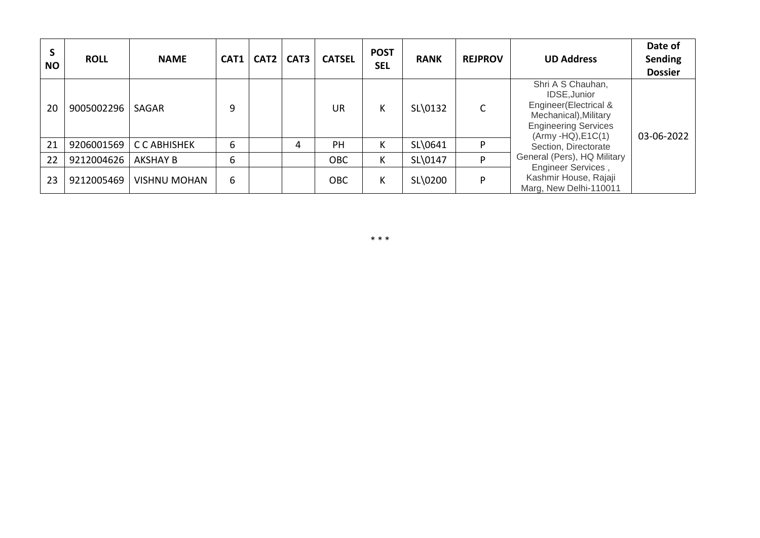| S NO | ROLL | NAME | CAT1 | CAT2 | CAT3 | CATSEL | POST SEL | RANK | REJPROV | UD Address | Date of Sending Dossier |
|---|---|---|---|---|---|---|---|---|---|---|---|
| 20 | 9005002296 | SAGAR | 9 | | | UR | K | SL\0132 | C | Shri A S Chauhan, IDSE,Junior Engineer(Electrical & Mechanical),Military Engineering Services (Army -HQ),E1C(1) Section, Directorate General (Pers), HQ Military Engineer Services , Kashmir House, Rajaji Marg, New Delhi-110011 | 03-06-2022 |
| 21 | 9206001569 | C C ABHISHEK | 6 | | 4 | PH | K | SL\0641 | P | | |
| 22 | 9212004626 | AKSHAY B | 6 | | | OBC | K | SL\0147 | P | | |
| 23 | 9212005469 | VISHNU MOHAN | 6 | | | OBC | K | SL\0200 | P | | |

* * *